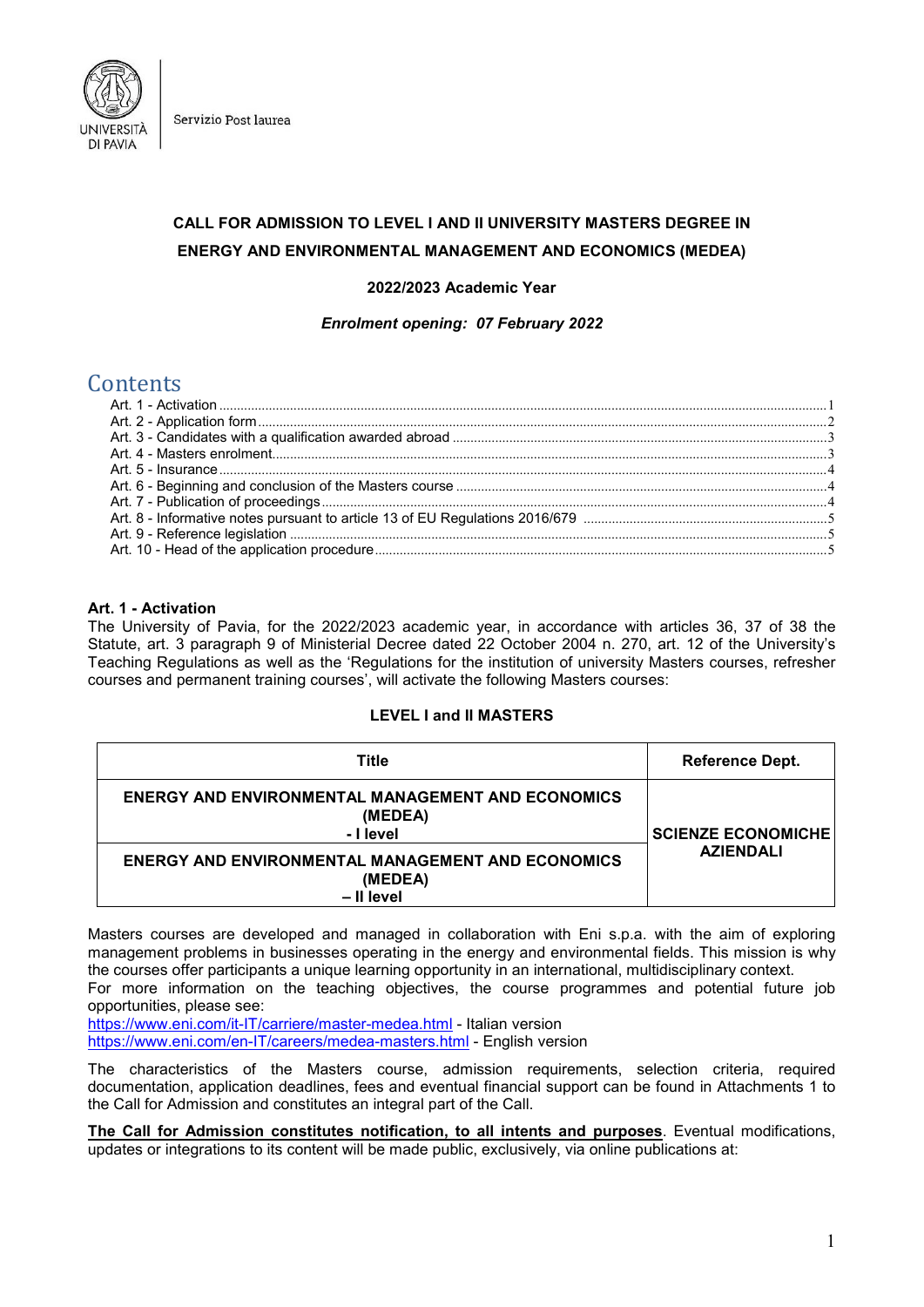Servizio Post laurea

**CALL FOR ADMISSION TO LEVEL I AND II UNIVERSITY MASTERS DEGREE IN ENERGY AND ENVIRONMENTAL MANAGEMENT AND ECONOMICS (MEDEA)**

**2022/2023 Academic Year**

***Enrolment opening: 07 February 2022***

# Contents

- Art. 1 - Activation ..... 1
- Art. 2 - Application form ..... 2
- Art. 3 - Candidates with a qualification awarded abroad ..... 3
- Art. 4 - Masters enrolment ..... 3
- Art. 5 - Insurance ..... 4
- Art. 6 - Beginning and conclusion of the Masters course ..... 4
- Art. 7 - Publication of proceedings ..... 4
- Art. 8 - Informative notes pursuant to article 13 of EU Regulations 2016/679 ..... 5
- Art. 9 - Reference legislation ..... 5
- Art. 10 - Head of the application procedure ..... 5

## Art. 1 - Activation

The University of Pavia, for the 2022/2023 academic year, in accordance with articles 36, 37 of 38 the Statute, art. 3 paragraph 9 of Ministerial Decree dated 22 October 2004 n. 270, art. 12 of the University's Teaching Regulations as well as the 'Regulations for the institution of university Masters courses, refresher courses and permanent training courses', will activate the following Masters courses:

**LEVEL I and II MASTERS**

| Title | Reference Dept. |
|---|---|
| **ENERGY AND ENVIRONMENTAL MANAGEMENT AND ECONOMICS (MEDEA) - I level** | **SCIENZE ECONOMICHE AZIENDALI** |
| **ENERGY AND ENVIRONMENTAL MANAGEMENT AND ECONOMICS (MEDEA) – II level** | |

Masters courses are developed and managed in collaboration with Eni s.p.a. with the aim of exploring management problems in businesses operating in the energy and environmental fields. This mission is why the courses offer participants a unique learning opportunity in an international, multidisciplinary context.

For more information on the teaching objectives, the course programmes and potential future job opportunities, please see:

https://www.eni.com/it-IT/carriere/master-medea.html - Italian version
https://www.eni.com/en-IT/careers/medea-masters.html - English version

The characteristics of the Masters course, admission requirements, selection criteria, required documentation, application deadlines, fees and eventual financial support can be found in Attachments 1 to the Call for Admission and constitutes an integral part of the Call.

**The Call for Admission constitutes notification, to all intents and purposes**. Eventual modifications, updates or integrations to its content will be made public, exclusively, via online publications at: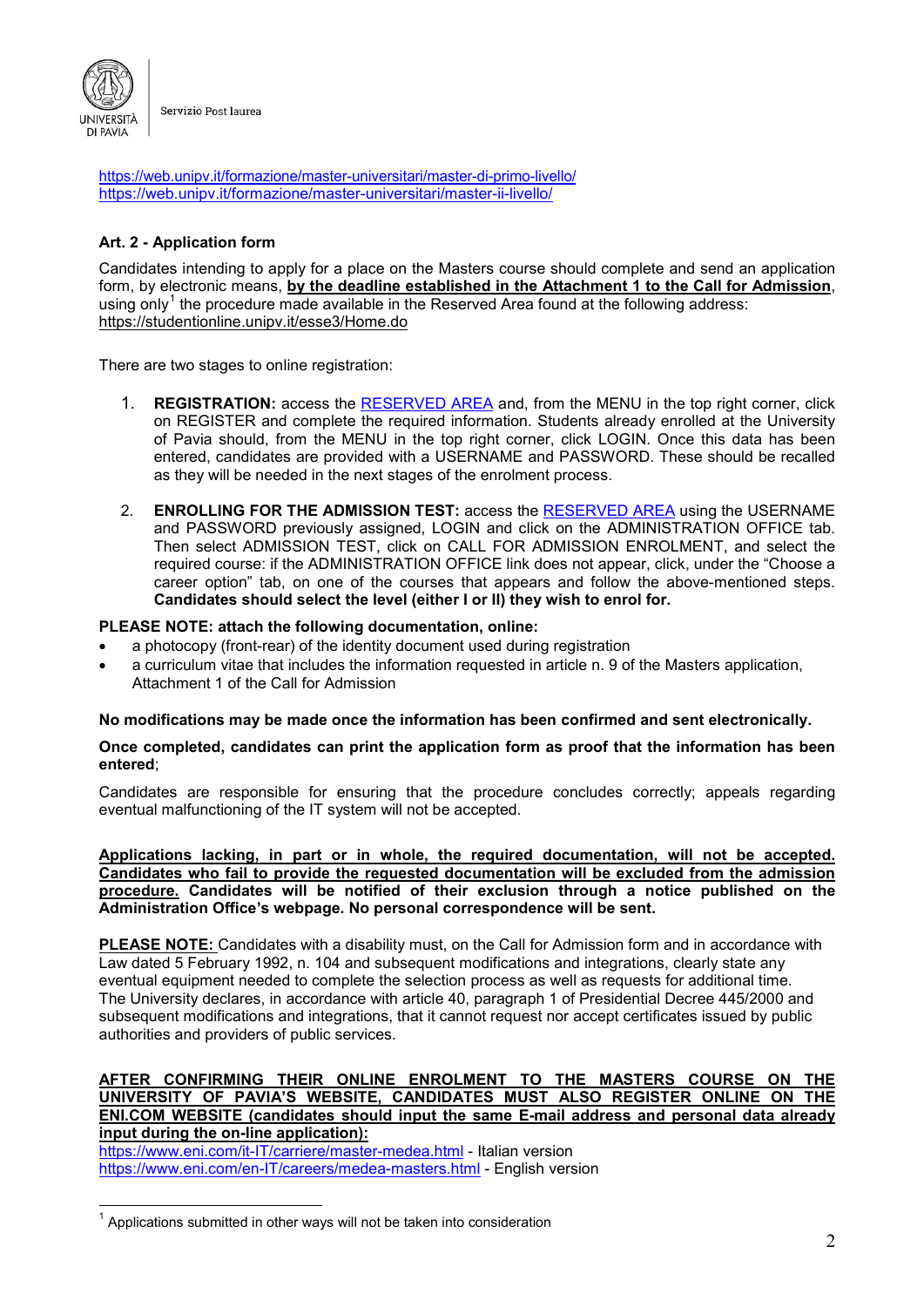https://web.unipv.it/formazione/master-universitari/master-di-primo-livello/
https://web.unipv.it/formazione/master-universitari/master-ii-livello/

### Art. 2 - Application form

Candidates intending to apply for a place on the Masters course should complete and send an application form, by electronic means, **by the deadline established in the Attachment 1 to the Call for Admission**, using only[1] the procedure made available in the Reserved Area found at the following address: https://studentionline.unipv.it/esse3/Home.do

There are two stages to online registration:

1. **REGISTRATION:** access the RESERVED AREA and, from the MENU in the top right corner, click on REGISTER and complete the required information. Students already enrolled at the University of Pavia should, from the MENU in the top right corner, click LOGIN. Once this data has been entered, candidates are provided with a USERNAME and PASSWORD. These should be recalled as they will be needed in the next stages of the enrolment process.

2. **ENROLLING FOR THE ADMISSION TEST:** access the RESERVED AREA using the USERNAME and PASSWORD previously assigned, LOGIN and click on the ADMINISTRATION OFFICE tab. Then select ADMISSION TEST, click on CALL FOR ADMISSION ENROLMENT, and select the required course: if the ADMINISTRATION OFFICE link does not appear, click, under the "Choose a career option" tab, on one of the courses that appears and follow the above-mentioned steps. **Candidates should select the level (either I or II) they wish to enrol for.**

**PLEASE NOTE: attach the following documentation, online:**

- a photocopy (front-rear) of the identity document used during registration
- a curriculum vitae that includes the information requested in article n. 9 of the Masters application, Attachment 1 of the Call for Admission

**No modifications may be made once the information has been confirmed and sent electronically.**

**Once completed, candidates can print the application form as proof that the information has been entered**;

Candidates are responsible for ensuring that the procedure concludes correctly; appeals regarding eventual malfunctioning of the IT system will not be accepted.

**Applications lacking, in part or in whole, the required documentation, will not be accepted. Candidates who fail to provide the requested documentation will be excluded from the admission procedure. Candidates will be notified of their exclusion through a notice published on the Administration Office's webpage. No personal correspondence will be sent.**

**PLEASE NOTE:** Candidates with a disability must, on the Call for Admission form and in accordance with Law dated 5 February 1992, n. 104 and subsequent modifications and integrations, clearly state any eventual equipment needed to complete the selection process as well as requests for additional time.
The University declares, in accordance with article 40, paragraph 1 of Presidential Decree 445/2000 and subsequent modifications and integrations, that it cannot request nor accept certificates issued by public authorities and providers of public services.

**AFTER CONFIRMING THEIR ONLINE ENROLMENT TO THE MASTERS COURSE ON THE UNIVERSITY OF PAVIA'S WEBSITE, CANDIDATES MUST ALSO REGISTER ONLINE ON THE ENI.COM WEBSITE (candidates should input the same E-mail address and personal data already input during the on-line application):**
https://www.eni.com/it-IT/carriere/master-medea.html - Italian version
https://www.eni.com/en-IT/careers/medea-masters.html - English version

[1] Applications submitted in other ways will not be taken into consideration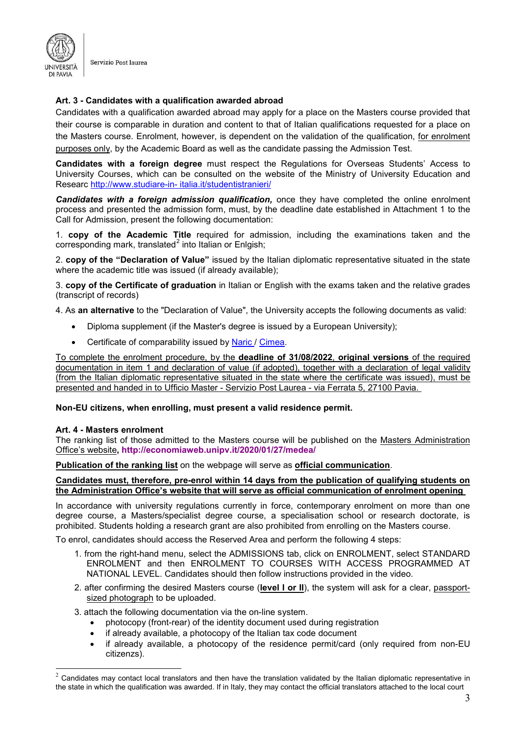**Art. 3 - Candidates with a qualification awarded abroad**

Candidates with a qualification awarded abroad may apply for a place on the Masters course provided that their course is comparable in duration and content to that of Italian qualifications requested for a place on the Masters course. Enrolment, however, is dependent on the validation of the qualification, for enrolment purposes only, by the Academic Board as well as the candidate passing the Admission Test.

**Candidates with a foreign degree** must respect the Regulations for Overseas Students' Access to University Courses, which can be consulted on the website of the Ministry of University Education and Researc http://www.studiare-in- italia.it/studentistranieri/

***Candidates with a foreign admission qualification,*** once they have completed the online enrolment process and presented the admission form, must, by the deadline date established in Attachment 1 to the Call for Admission, present the following documentation:

1. **copy of the Academic Title** required for admission, including the examinations taken and the corresponding mark, translated[2] into Italian or Enlgish;

2. **copy of the "Declaration of Value"** issued by the Italian diplomatic representative situated in the state where the academic title was issued (if already available);

3. **copy of the Certificate of graduation** in Italian or English with the exams taken and the relative grades (transcript of records)

4. As **an alternative** to the "Declaration of Value", the University accepts the following documents as valid:

- Diploma supplement (if the Master's degree is issued by a European University);
- Certificate of comparability issued by Naric / Cimea.

To complete the enrolment procedure, by the **deadline of 31/08/2022**, **original versions** of the required documentation in item 1 and declaration of value (if adopted), together with a declaration of legal validity (from the Italian diplomatic representative situated in the state where the certificate was issued), must be presented and handed in to Ufficio Master - Servizio Post Laurea - via Ferrata 5, 27100 Pavia.

**Non-EU citizens, when enrolling, must present a valid residence permit.**

**Art. 4 - Masters enrolment**

The ranking list of those admitted to the Masters course will be published on the Masters Administration Office's website**, http://economiaweb.unipv.it/2020/01/27/medea/**

**Publication of the ranking list** on the webpage will serve as **official communication**.

**Candidates must, therefore, pre-enrol within 14 days from the publication of qualifying students on the Administration Office's website that will serve as official communication of enrolment opening**

In accordance with university regulations currently in force, contemporary enrolment on more than one degree course, a Masters/specialist degree course, a specialisation school or research doctorate, is prohibited. Students holding a research grant are also prohibited from enrolling on the Masters course.

To enrol, candidates should access the Reserved Area and perform the following 4 steps:

1. from the right-hand menu, select the ADMISSIONS tab, click on ENROLMENT, select STANDARD ENROLMENT and then ENROLMENT TO COURSES WITH ACCESS PROGRAMMED AT NATIONAL LEVEL. Candidates should then follow instructions provided in the video.
2. after confirming the desired Masters course (**level I or II**), the system will ask for a clear, passport-sized photograph to be uploaded.
3. attach the following documentation via the on-line system.
   - photocopy (front-rear) of the identity document used during registration
   - if already available, a photocopy of the Italian tax code document
   - if already available, a photocopy of the residence permit/card (only required from non-EU citizenzs).

[2] Candidates may contact local translators and then have the translation validated by the Italian diplomatic representative in the state in which the qualification was awarded. If in Italy, they may contact the official translators attached to the local court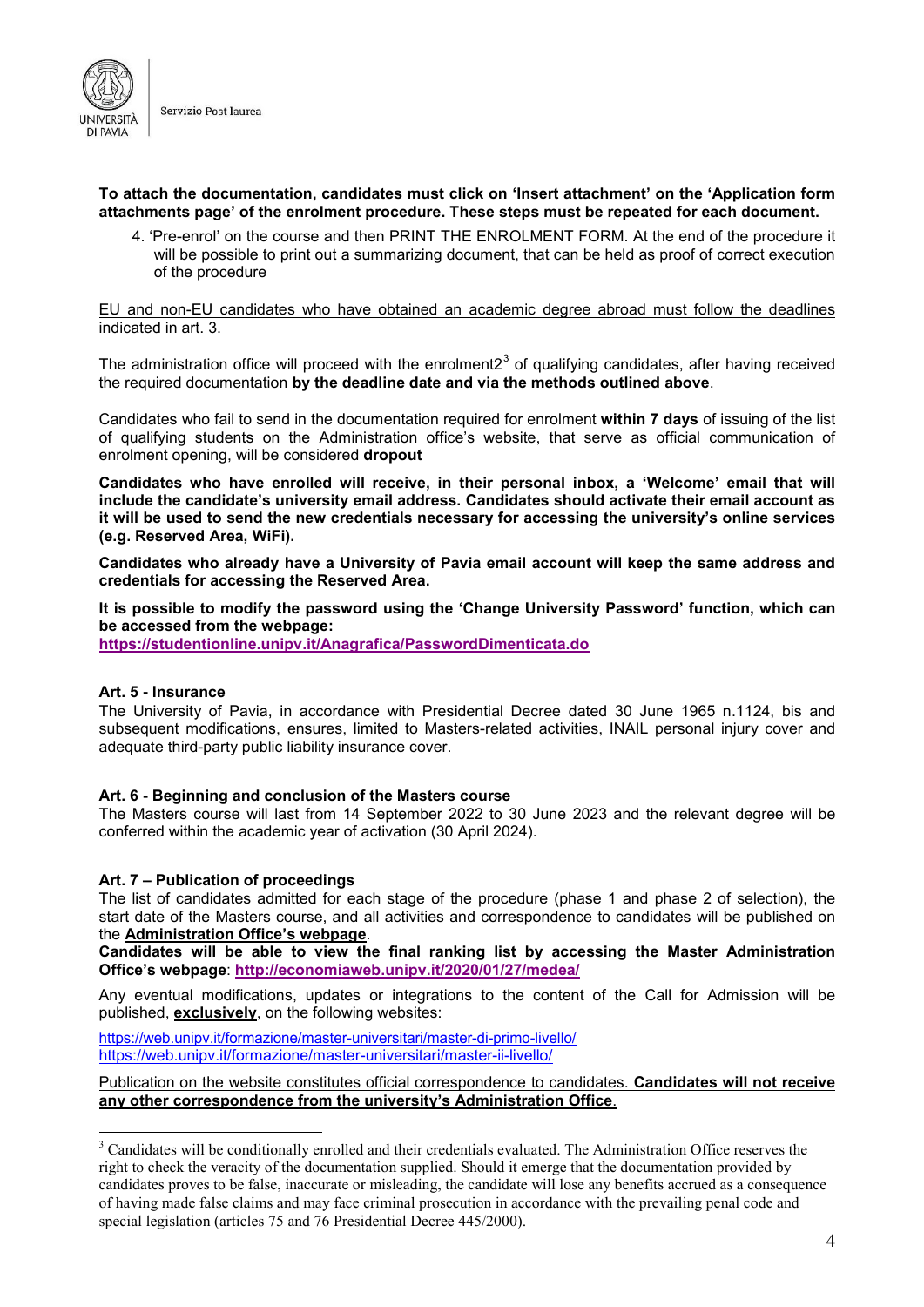**To attach the documentation, candidates must click on 'Insert attachment' on the 'Application form attachments page' of the enrolment procedure. These steps must be repeated for each document.**

4. 'Pre-enrol' on the course and then PRINT THE ENROLMENT FORM. At the end of the procedure it will be possible to print out a summarizing document, that can be held as proof of correct execution of the procedure

EU and non-EU candidates who have obtained an academic degree abroad must follow the deadlines indicated in art. 3.

The administration office will proceed with the enrolment2[3] of qualifying candidates, after having received the required documentation **by the deadline date and via the methods outlined above**.

Candidates who fail to send in the documentation required for enrolment **within 7 days** of issuing of the list of qualifying students on the Administration office's website, that serve as official communication of enrolment opening, will be considered **dropout**

**Candidates who have enrolled will receive, in their personal inbox, a 'Welcome' email that will include the candidate's university email address. Candidates should activate their email account as it will be used to send the new credentials necessary for accessing the university's online services (e.g. Reserved Area, WiFi).**

**Candidates who already have a University of Pavia email account will keep the same address and credentials for accessing the Reserved Area.**

**It is possible to modify the password using the 'Change University Password' function, which can be accessed from the webpage:**
**https://studentionline.unipv.it/Anagrafica/PasswordDimenticata.do**

**Art. 5 - Insurance**

The University of Pavia, in accordance with Presidential Decree dated 30 June 1965 n.1124, bis and subsequent modifications, ensures, limited to Masters-related activities, INAIL personal injury cover and adequate third-party public liability insurance cover.

**Art. 6 - Beginning and conclusion of the Masters course**

The Masters course will last from 14 September 2022 to 30 June 2023 and the relevant degree will be conferred within the academic year of activation (30 April 2024).

**Art. 7 – Publication of proceedings**

The list of candidates admitted for each stage of the procedure (phase 1 and phase 2 of selection), the start date of the Masters course, and all activities and correspondence to candidates will be published on the **Administration Office's webpage**.

**Candidates will be able to view the final ranking list by accessing the Master Administration Office's webpage**: **http://economiaweb.unipv.it/2020/01/27/medea/**

Any eventual modifications, updates or integrations to the content of the Call for Admission will be published, **exclusively**, on the following websites:

https://web.unipv.it/formazione/master-universitari/master-di-primo-livello/
https://web.unipv.it/formazione/master-universitari/master-ii-livello/

Publication on the website constitutes official correspondence to candidates. **Candidates will not receive any other correspondence from the university's Administration Office**.

---

[3] Candidates will be conditionally enrolled and their credentials evaluated. The Administration Office reserves the right to check the veracity of the documentation supplied. Should it emerge that the documentation provided by candidates proves to be false, inaccurate or misleading, the candidate will lose any benefits accrued as a consequence of having made false claims and may face criminal prosecution in accordance with the prevailing penal code and special legislation (articles 75 and 76 Presidential Decree 445/2000).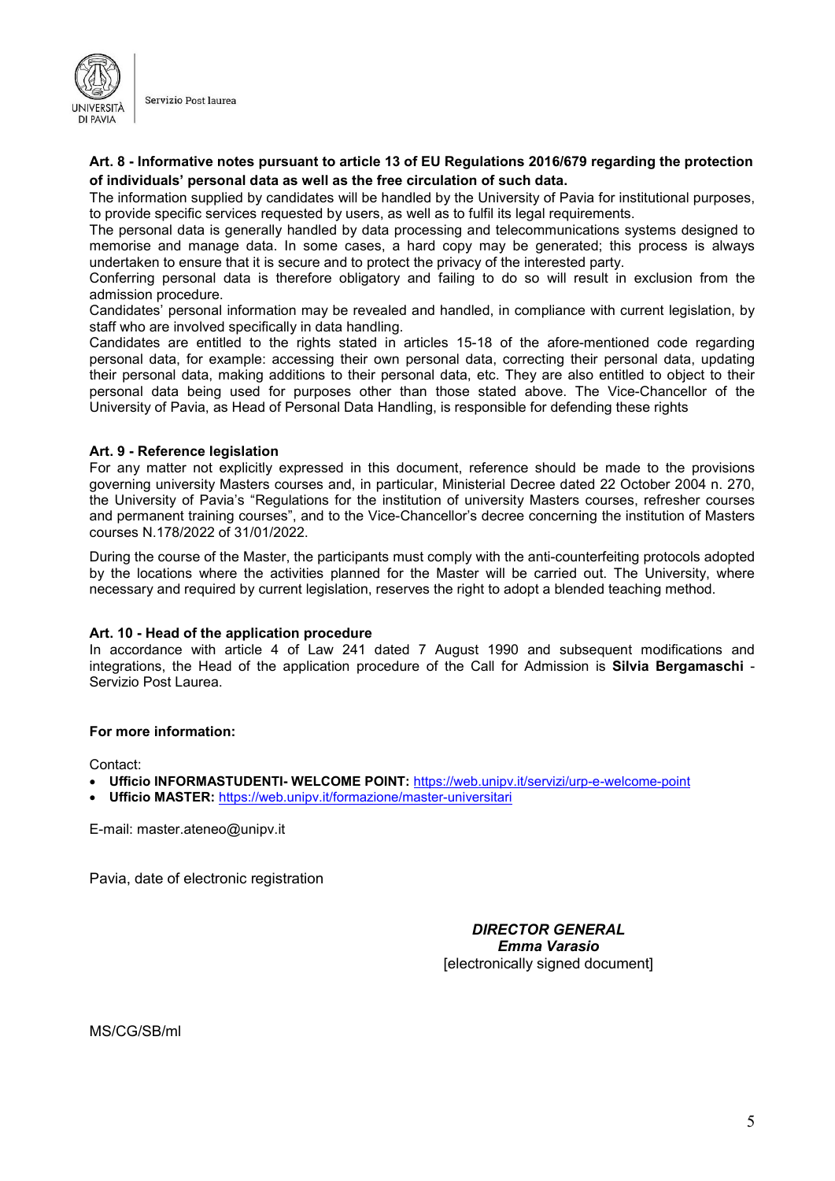**Art. 8 - Informative notes pursuant to article 13 of EU Regulations 2016/679 regarding the protection of individuals' personal data as well as the free circulation of such data.**

The information supplied by candidates will be handled by the University of Pavia for institutional purposes, to provide specific services requested by users, as well as to fulfil its legal requirements.

The personal data is generally handled by data processing and telecommunications systems designed to memorise and manage data. In some cases, a hard copy may be generated; this process is always undertaken to ensure that it is secure and to protect the privacy of the interested party.

Conferring personal data is therefore obligatory and failing to do so will result in exclusion from the admission procedure.

Candidates' personal information may be revealed and handled, in compliance with current legislation, by staff who are involved specifically in data handling.

Candidates are entitled to the rights stated in articles 15-18 of the afore-mentioned code regarding personal data, for example: accessing their own personal data, correcting their personal data, updating their personal data, making additions to their personal data, etc. They are also entitled to object to their personal data being used for purposes other than those stated above. The Vice-Chancellor of the University of Pavia, as Head of Personal Data Handling, is responsible for defending these rights

**Art. 9 - Reference legislation**

For any matter not explicitly expressed in this document, reference should be made to the provisions governing university Masters courses and, in particular, Ministerial Decree dated 22 October 2004 n. 270, the University of Pavia's "Regulations for the institution of university Masters courses, refresher courses and permanent training courses", and to the Vice-Chancellor's decree concerning the institution of Masters courses N.178/2022 of 31/01/2022.

During the course of the Master, the participants must comply with the anti-counterfeiting protocols adopted by the locations where the activities planned for the Master will be carried out. The University, where necessary and required by current legislation, reserves the right to adopt a blended teaching method.

**Art. 10 - Head of the application procedure**

In accordance with article 4 of Law 241 dated 7 August 1990 and subsequent modifications and integrations, the Head of the application procedure of the Call for Admission is **Silvia Bergamaschi** - Servizio Post Laurea.

**For more information:**

Contact:

- **Ufficio INFORMASTUDENTI- WELCOME POINT:** https://web.unipv.it/servizi/urp-e-welcome-point
- **Ufficio MASTER:** https://web.unipv.it/formazione/master-universitari

E-mail: master.ateneo@unipv.it

Pavia, date of electronic registration

***DIRECTOR GENERAL***
***Emma Varasio***
[electronically signed document]

MS/CG/SB/ml